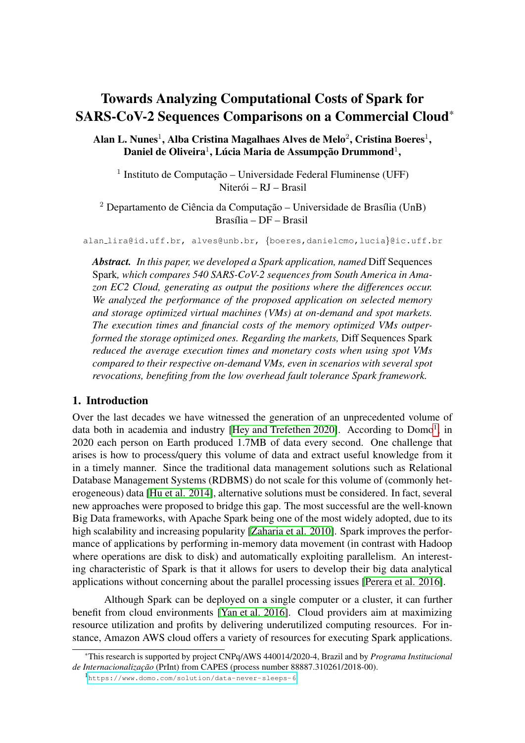# Towards Analyzing Computational Costs of Spark for SARS-CoV-2 Sequences Comparisons on a Commercial Cloud*

**Alan L. Nunes[1], Alba Cristina Magalhaes Alves de Melo[2], Cristina Boeres[1], Daniel de Oliveira[1], Lúcia Maria de Assumpção Drummond[1],**

[1] Instituto de Computação – Universidade Federal Fluminense (UFF)
Niterói – RJ – Brasil

[2] Departamento de Ciência da Computação – Universidade de Brasília (UnB)
Brasília – DF – Brasil

alan_lira@id.uff.br, alves@unb.br, {boeres,danielcmo,lucia}@ic.uff.br

***Abstract.*** *In this paper, we developed a Spark application, named* Diff Sequences Spark*, which compares 540 SARS-CoV-2 sequences from South America in Amazon EC2 Cloud, generating as output the positions where the differences occur. We analyzed the performance of the proposed application on selected memory and storage optimized virtual machines (VMs) at on-demand and spot markets. The execution times and financial costs of the memory optimized VMs outperformed the storage optimized ones. Regarding the markets,* Diff Sequences Spark *reduced the average execution times and monetary costs when using spot VMs compared to their respective on-demand VMs, even in scenarios with several spot revocations, benefiting from the low overhead fault tolerance Spark framework.*

## 1. Introduction

Over the last decades we have witnessed the generation of an unprecedented volume of data both in academia and industry [Hey and Trefethen 2020]. According to Domo[1], in 2020 each person on Earth produced 1.7MB of data every second. One challenge that arises is how to process/query this volume of data and extract useful knowledge from it in a timely manner. Since the traditional data management solutions such as Relational Database Management Systems (RDBMS) do not scale for this volume of (commonly heterogeneous) data [Hu et al. 2014], alternative solutions must be considered. In fact, several new approaches were proposed to bridge this gap. The most successful are the well-known Big Data frameworks, with Apache Spark being one of the most widely adopted, due to its high scalability and increasing popularity [Zaharia et al. 2010]. Spark improves the performance of applications by performing in-memory data movement (in contrast with Hadoop where operations are disk to disk) and automatically exploiting parallelism. An interesting characteristic of Spark is that it allows for users to develop their big data analytical applications without concerning about the parallel processing issues [Perera et al. 2016].

Although Spark can be deployed on a single computer or a cluster, it can further benefit from cloud environments [Yan et al. 2016]. Cloud providers aim at maximizing resource utilization and profits by delivering underutilized computing resources. For instance, Amazon AWS cloud offers a variety of resources for executing Spark applications.

*This research is supported by project CNPq/AWS 440014/2020-4, Brazil and by *Programa Institucional de Internacionalização* (PrInt) from CAPES (process number 88887.310261/2018-00).

[1] https://www.domo.com/solution/data-never-sleeps-6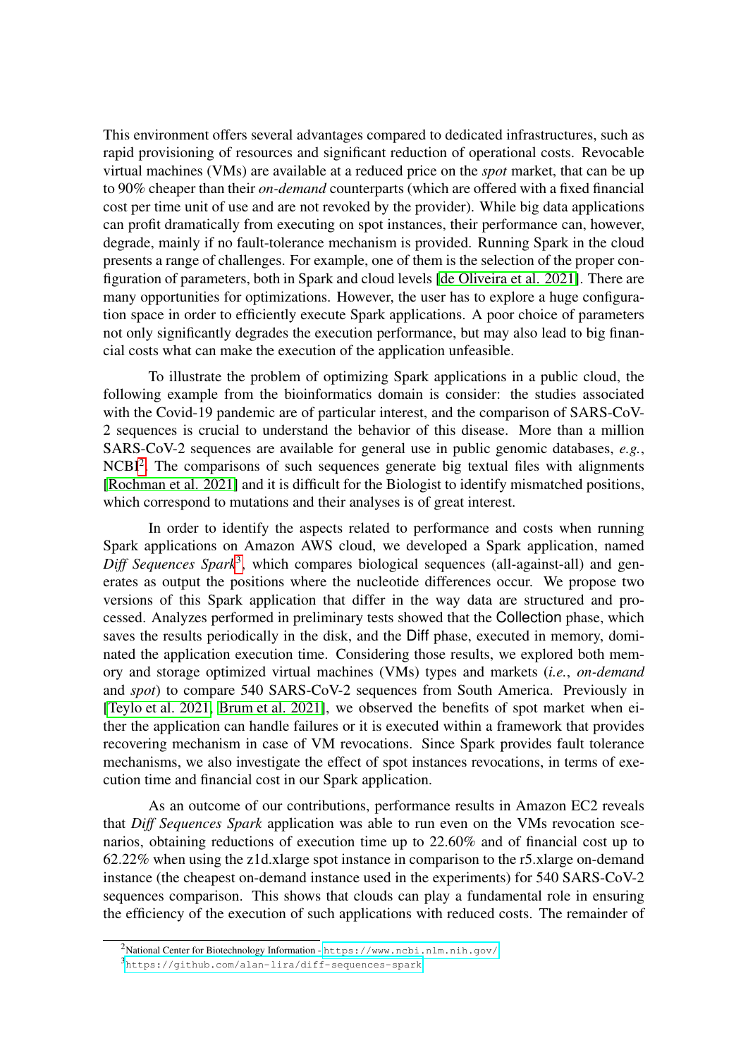This environment offers several advantages compared to dedicated infrastructures, such as rapid provisioning of resources and significant reduction of operational costs. Revocable virtual machines (VMs) are available at a reduced price on the *spot* market, that can be up to 90% cheaper than their *on-demand* counterparts (which are offered with a fixed financial cost per time unit of use and are not revoked by the provider). While big data applications can profit dramatically from executing on spot instances, their performance can, however, degrade, mainly if no fault-tolerance mechanism is provided. Running Spark in the cloud presents a range of challenges. For example, one of them is the selection of the proper configuration of parameters, both in Spark and cloud levels [de Oliveira et al. 2021]. There are many opportunities for optimizations. However, the user has to explore a huge configuration space in order to efficiently execute Spark applications. A poor choice of parameters not only significantly degrades the execution performance, but may also lead to big financial costs what can make the execution of the application unfeasible.

To illustrate the problem of optimizing Spark applications in a public cloud, the following example from the bioinformatics domain is consider: the studies associated with the Covid-19 pandemic are of particular interest, and the comparison of SARS-CoV-2 sequences is crucial to understand the behavior of this disease. More than a million SARS-CoV-2 sequences are available for general use in public genomic databases, *e.g.*, NCBI[2]. The comparisons of such sequences generate big textual files with alignments [Rochman et al. 2021] and it is difficult for the Biologist to identify mismatched positions, which correspond to mutations and their analyses is of great interest.

In order to identify the aspects related to performance and costs when running Spark applications on Amazon AWS cloud, we developed a Spark application, named *Diff Sequences Spark*[3], which compares biological sequences (all-against-all) and generates as output the positions where the nucleotide differences occur. We propose two versions of this Spark application that differ in the way data are structured and processed. Analyzes performed in preliminary tests showed that the Collection phase, which saves the results periodically in the disk, and the Diff phase, executed in memory, dominated the application execution time. Considering those results, we explored both memory and storage optimized virtual machines (VMs) types and markets (*i.e.*, *on-demand* and *spot*) to compare 540 SARS-CoV-2 sequences from South America. Previously in [Teylo et al. 2021, Brum et al. 2021], we observed the benefits of spot market when either the application can handle failures or it is executed within a framework that provides recovering mechanism in case of VM revocations. Since Spark provides fault tolerance mechanisms, we also investigate the effect of spot instances revocations, in terms of execution time and financial cost in our Spark application.

As an outcome of our contributions, performance results in Amazon EC2 reveals that *Diff Sequences Spark* application was able to run even on the VMs revocation scenarios, obtaining reductions of execution time up to 22.60% and of financial cost up to 62.22% when using the z1d.xlarge spot instance in comparison to the r5.xlarge on-demand instance (the cheapest on-demand instance used in the experiments) for 540 SARS-CoV-2 sequences comparison. This shows that clouds can play a fundamental role in ensuring the efficiency of the execution of such applications with reduced costs. The remainder of

[2] National Center for Biotechnology Information - https://www.ncbi.nlm.nih.gov/

[3] https://github.com/alan-lira/diff-sequences-spark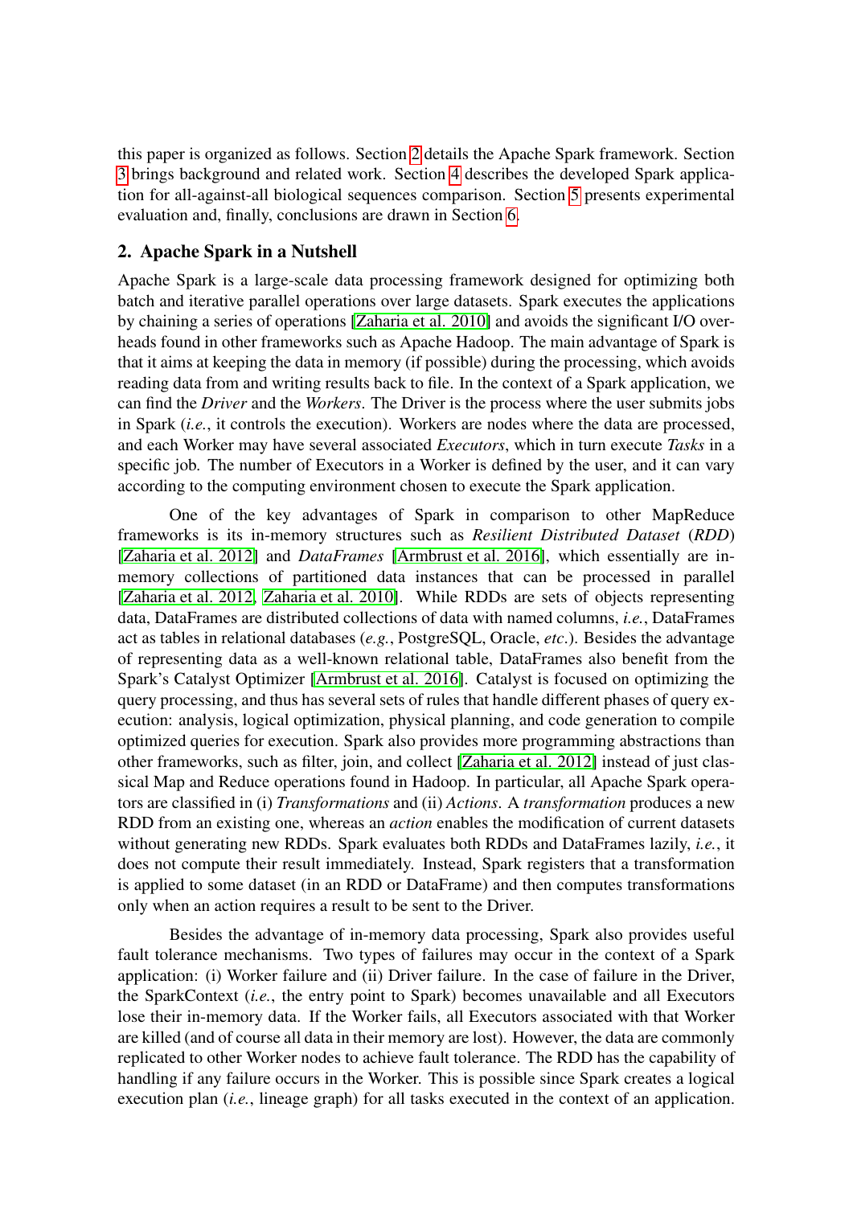this paper is organized as follows. Section 2 details the Apache Spark framework. Section 3 brings background and related work. Section 4 describes the developed Spark application for all-against-all biological sequences comparison. Section 5 presents experimental evaluation and, finally, conclusions are drawn in Section 6.

## 2. Apache Spark in a Nutshell

Apache Spark is a large-scale data processing framework designed for optimizing both batch and iterative parallel operations over large datasets. Spark executes the applications by chaining a series of operations [Zaharia et al. 2010] and avoids the significant I/O overheads found in other frameworks such as Apache Hadoop. The main advantage of Spark is that it aims at keeping the data in memory (if possible) during the processing, which avoids reading data from and writing results back to file. In the context of a Spark application, we can find the *Driver* and the *Workers*. The Driver is the process where the user submits jobs in Spark (*i.e.*, it controls the execution). Workers are nodes where the data are processed, and each Worker may have several associated *Executors*, which in turn execute *Tasks* in a specific job. The number of Executors in a Worker is defined by the user, and it can vary according to the computing environment chosen to execute the Spark application.

One of the key advantages of Spark in comparison to other MapReduce frameworks is its in-memory structures such as *Resilient Distributed Dataset* (*RDD*) [Zaharia et al. 2012] and *DataFrames* [Armbrust et al. 2016], which essentially are in-memory collections of partitioned data instances that can be processed in parallel [Zaharia et al. 2012, Zaharia et al. 2010]. While RDDs are sets of objects representing data, DataFrames are distributed collections of data with named columns, *i.e.*, DataFrames act as tables in relational databases (*e.g.*, PostgreSQL, Oracle, *etc.*). Besides the advantage of representing data as a well-known relational table, DataFrames also benefit from the Spark's Catalyst Optimizer [Armbrust et al. 2016]. Catalyst is focused on optimizing the query processing, and thus has several sets of rules that handle different phases of query execution: analysis, logical optimization, physical planning, and code generation to compile optimized queries for execution. Spark also provides more programming abstractions than other frameworks, such as filter, join, and collect [Zaharia et al. 2012] instead of just classical Map and Reduce operations found in Hadoop. In particular, all Apache Spark operators are classified in (i) *Transformations* and (ii) *Actions*. A *transformation* produces a new RDD from an existing one, whereas an *action* enables the modification of current datasets without generating new RDDs. Spark evaluates both RDDs and DataFrames lazily, *i.e.*, it does not compute their result immediately. Instead, Spark registers that a transformation is applied to some dataset (in an RDD or DataFrame) and then computes transformations only when an action requires a result to be sent to the Driver.

Besides the advantage of in-memory data processing, Spark also provides useful fault tolerance mechanisms. Two types of failures may occur in the context of a Spark application: (i) Worker failure and (ii) Driver failure. In the case of failure in the Driver, the SparkContext (*i.e.*, the entry point to Spark) becomes unavailable and all Executors lose their in-memory data. If the Worker fails, all Executors associated with that Worker are killed (and of course all data in their memory are lost). However, the data are commonly replicated to other Worker nodes to achieve fault tolerance. The RDD has the capability of handling if any failure occurs in the Worker. This is possible since Spark creates a logical execution plan (*i.e.*, lineage graph) for all tasks executed in the context of an application.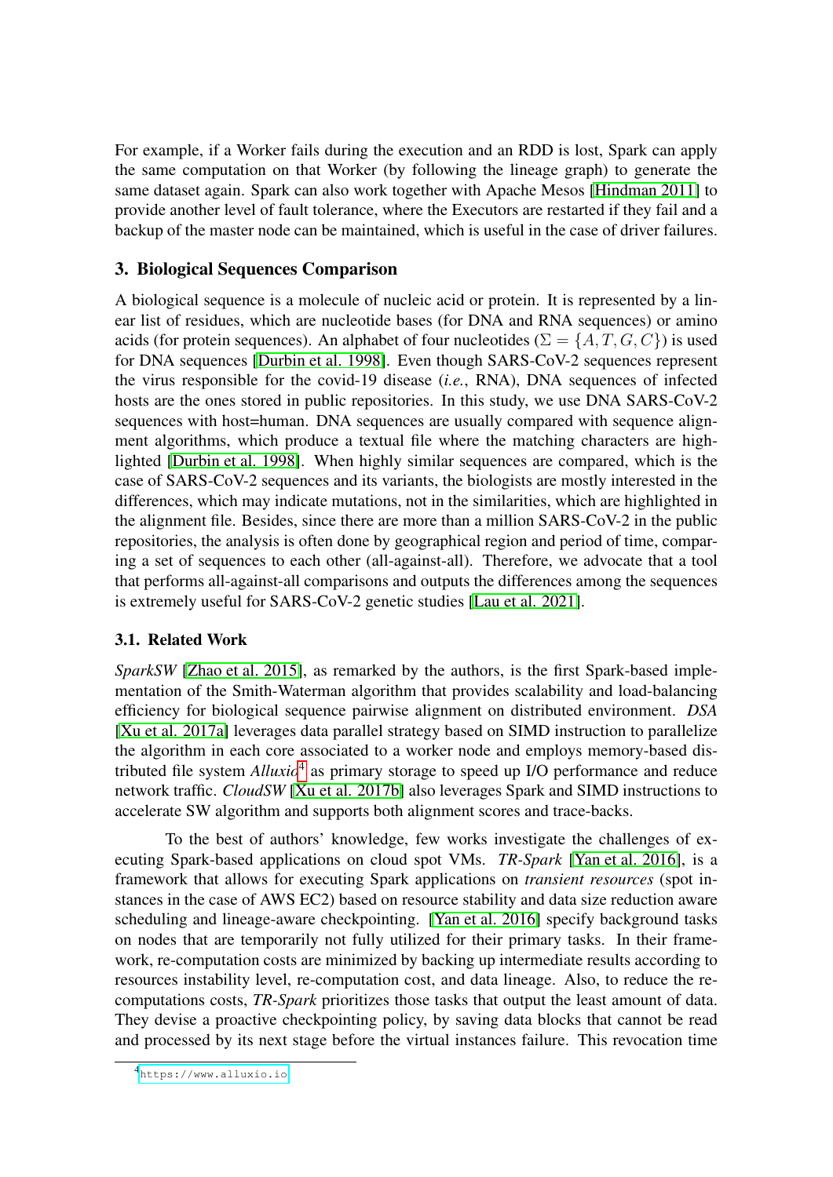For example, if a Worker fails during the execution and an RDD is lost, Spark can apply the same computation on that Worker (by following the lineage graph) to generate the same dataset again. Spark can also work together with Apache Mesos [Hindman 2011] to provide another level of fault tolerance, where the Executors are restarted if they fail and a backup of the master node can be maintained, which is useful in the case of driver failures.

## 3. Biological Sequences Comparison

A biological sequence is a molecule of nucleic acid or protein. It is represented by a linear list of residues, which are nucleotide bases (for DNA and RNA sequences) or amino acids (for protein sequences). An alphabet of four nucleotides ($\Sigma = \{A, T, G, C\}$) is used for DNA sequences [Durbin et al. 1998]. Even though SARS-CoV-2 sequences represent the virus responsible for the covid-19 disease (*i.e.*, RNA), DNA sequences of infected hosts are the ones stored in public repositories. In this study, we use DNA SARS-CoV-2 sequences with host=human. DNA sequences are usually compared with sequence alignment algorithms, which produce a textual file where the matching characters are highlighted [Durbin et al. 1998]. When highly similar sequences are compared, which is the case of SARS-CoV-2 sequences and its variants, the biologists are mostly interested in the differences, which may indicate mutations, not in the similarities, which are highlighted in the alignment file. Besides, since there are more than a million SARS-CoV-2 in the public repositories, the analysis is often done by geographical region and period of time, comparing a set of sequences to each other (all-against-all). Therefore, we advocate that a tool that performs all-against-all comparisons and outputs the differences among the sequences is extremely useful for SARS-CoV-2 genetic studies [Lau et al. 2021].

### 3.1. Related Work

*SparkSW* [Zhao et al. 2015], as remarked by the authors, is the first Spark-based implementation of the Smith-Waterman algorithm that provides scalability and load-balancing efficiency for biological sequence pairwise alignment on distributed environment. *DSA* [Xu et al. 2017a] leverages data parallel strategy based on SIMD instruction to parallelize the algorithm in each core associated to a worker node and employs memory-based distributed file system *Alluxio*[4] as primary storage to speed up I/O performance and reduce network traffic. *CloudSW* [Xu et al. 2017b] also leverages Spark and SIMD instructions to accelerate SW algorithm and supports both alignment scores and trace-backs.

To the best of authors' knowledge, few works investigate the challenges of executing Spark-based applications on cloud spot VMs. *TR-Spark* [Yan et al. 2016], is a framework that allows for executing Spark applications on *transient resources* (spot instances in the case of AWS EC2) based on resource stability and data size reduction aware scheduling and lineage-aware checkpointing. [Yan et al. 2016] specify background tasks on nodes that are temporarily not fully utilized for their primary tasks. In their framework, re-computation costs are minimized by backing up intermediate results according to resources instability level, re-computation cost, and data lineage. Also, to reduce the re-computations costs, *TR-Spark* prioritizes those tasks that output the least amount of data. They devise a proactive checkpointing policy, by saving data blocks that cannot be read and processed by its next stage before the virtual instances failure. This revocation time

[4] https://www.alluxio.io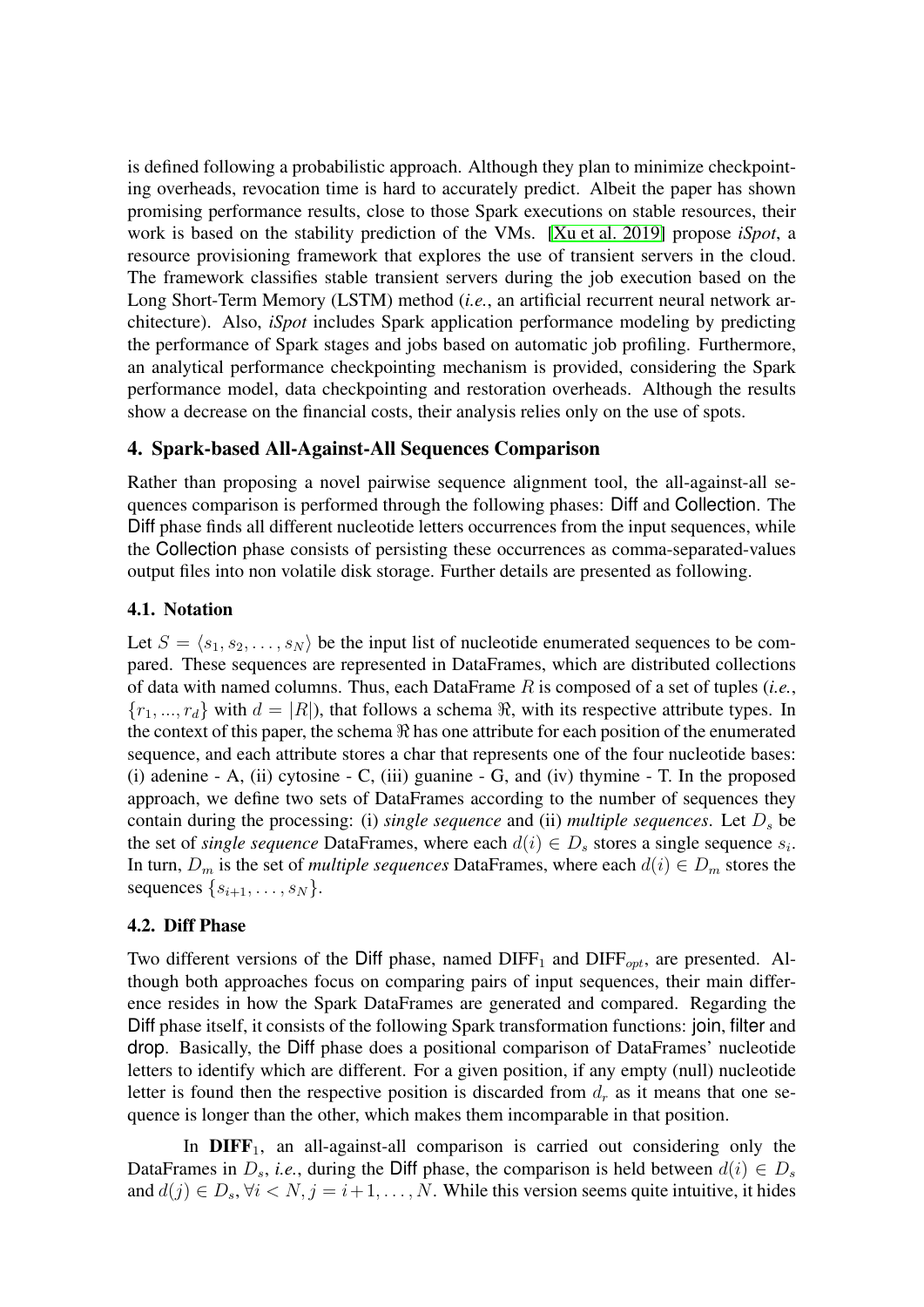is defined following a probabilistic approach. Although they plan to minimize checkpointing overheads, revocation time is hard to accurately predict. Albeit the paper has shown promising performance results, close to those Spark executions on stable resources, their work is based on the stability prediction of the VMs. [Xu et al. 2019] propose *iSpot*, a resource provisioning framework that explores the use of transient servers in the cloud. The framework classifies stable transient servers during the job execution based on the Long Short-Term Memory (LSTM) method (*i.e.*, an artificial recurrent neural network architecture). Also, *iSpot* includes Spark application performance modeling by predicting the performance of Spark stages and jobs based on automatic job profiling. Furthermore, an analytical performance checkpointing mechanism is provided, considering the Spark performance model, data checkpointing and restoration overheads. Although the results show a decrease on the financial costs, their analysis relies only on the use of spots.

## 4. Spark-based All-Against-All Sequences Comparison

Rather than proposing a novel pairwise sequence alignment tool, the all-against-all sequences comparison is performed through the following phases: Diff and Collection. The Diff phase finds all different nucleotide letters occurrences from the input sequences, while the Collection phase consists of persisting these occurrences as comma-separated-values output files into non volatile disk storage. Further details are presented as following.

### 4.1. Notation

Let $S = \langle s_1, s_2, \ldots, s_N \rangle$ be the input list of nucleotide enumerated sequences to be compared. These sequences are represented in DataFrames, which are distributed collections of data with named columns. Thus, each DataFrame $R$ is composed of a set of tuples (*i.e.*, $\{r_1, ..., r_d\}$ with $d = |R|$), that follows a schema $\Re$, with its respective attribute types. In the context of this paper, the schema $\Re$ has one attribute for each position of the enumerated sequence, and each attribute stores a char that represents one of the four nucleotide bases: (i) adenine - A, (ii) cytosine - C, (iii) guanine - G, and (iv) thymine - T. In the proposed approach, we define two sets of DataFrames according to the number of sequences they contain during the processing: (i) *single sequence* and (ii) *multiple sequences*. Let $D_s$ be the set of *single sequence* DataFrames, where each $d(i) \in D_s$ stores a single sequence $s_i$. In turn, $D_m$ is the set of *multiple sequences* DataFrames, where each $d(i) \in D_m$ stores the sequences $\{s_{i+1}, \ldots, s_N\}$.

### 4.2. Diff Phase

Two different versions of the Diff phase, named $\text{DIFF}_1$ and $\text{DIFF}_{opt}$, are presented. Although both approaches focus on comparing pairs of input sequences, their main difference resides in how the Spark DataFrames are generated and compared. Regarding the Diff phase itself, it consists of the following Spark transformation functions: join, filter and drop. Basically, the Diff phase does a positional comparison of DataFrames' nucleotide letters to identify which are different. For a given position, if any empty (null) nucleotide letter is found then the respective position is discarded from $d_r$ as it means that one sequence is longer than the other, which makes them incomparable in that position.

In $\textbf{DIFF}_1$, an all-against-all comparison is carried out considering only the DataFrames in $D_s$, *i.e.*, during the Diff phase, the comparison is held between $d(i) \in D_s$ and $d(j) \in D_s, \forall i < N, j = i+1, \ldots, N$. While this version seems quite intuitive, it hides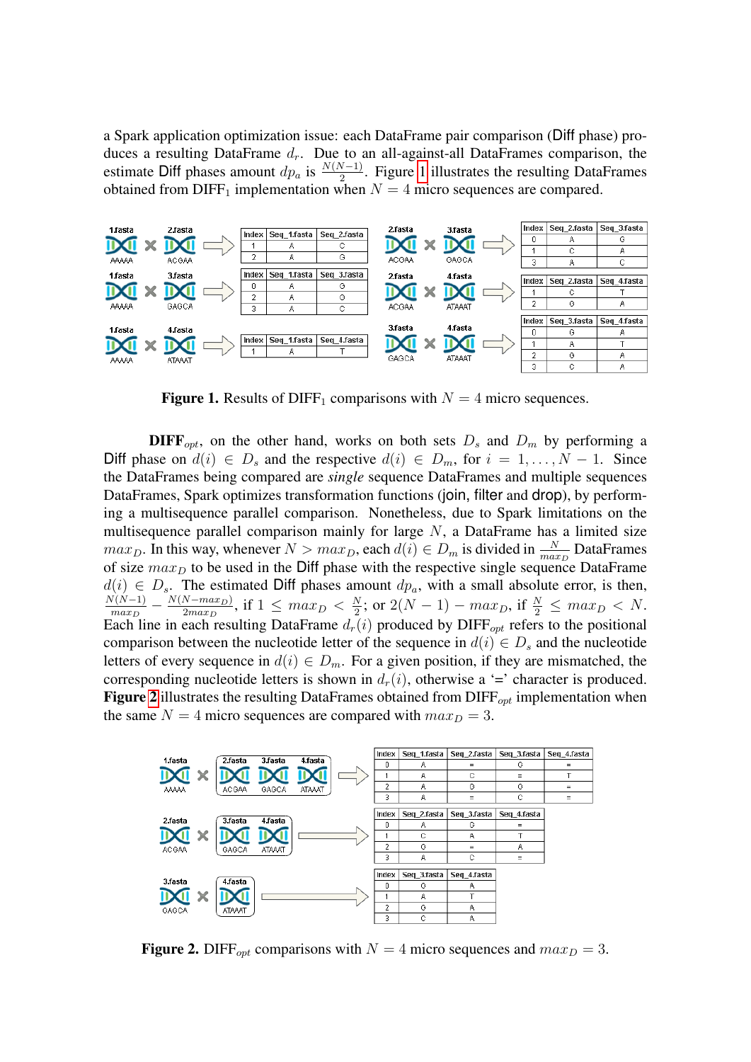a Spark application optimization issue: each DataFrame pair comparison (Diff phase) produces a resulting DataFrame $d_r$. Due to an all-against-all DataFrames comparison, the estimate Diff phases amount $dp_a$ is $\frac{N(N-1)}{2}$. Figure 1 illustrates the resulting DataFrames obtained from $\text{DIFF}_1$ implementation when $N = 4$ micro sequences are compared.

**Figure 1.** Results of $\text{DIFF}_1$ comparisons with $N = 4$ micro sequences.

**DIFF**$_{opt}$, on the other hand, works on both sets $D_s$ and $D_m$ by performing a Diff phase on $d(i) \in D_s$ and the respective $d(i) \in D_m$, for $i = 1, \ldots, N-1$. Since the DataFrames being compared are *single* sequence DataFrames and multiple sequences DataFrames, Spark optimizes transformation functions (join, filter and drop), by performing a multisequence parallel comparison. Nonetheless, due to Spark limitations on the multisequence parallel comparison mainly for large $N$, a DataFrame has a limited size $max_D$. In this way, whenever $N > max_D$, each $d(i) \in D_m$ is divided in $\frac{N}{max_D}$ DataFrames of size $max_D$ to be used in the Diff phase with the respective single sequence DataFrame $d(i) \in D_s$. The estimated Diff phases amount $dp_a$, with a small absolute error, is then, $\frac{N(N-1)}{max_D} - \frac{N(N-max_D)}{2max_D}$, if $1 \leq max_D < \frac{N}{2}$; or $2(N-1) - max_D$, if $\frac{N}{2} \leq max_D < N$. Each line in each resulting DataFrame $d_r(i)$ produced by $\text{DIFF}_{opt}$ refers to the positional comparison between the nucleotide letter of the sequence in $d(i) \in D_s$ and the nucleotide letters of every sequence in $d(i) \in D_m$. For a given position, if they are mismatched, the corresponding nucleotide letters is shown in $d_r(i)$, otherwise a '=' character is produced. **Figure 2** illustrates the resulting DataFrames obtained from $\text{DIFF}_{opt}$ implementation when the same $N = 4$ micro sequences are compared with $max_D = 3$.

**Figure 2.** $\text{DIFF}_{opt}$ comparisons with $N = 4$ micro sequences and $max_D = 3$.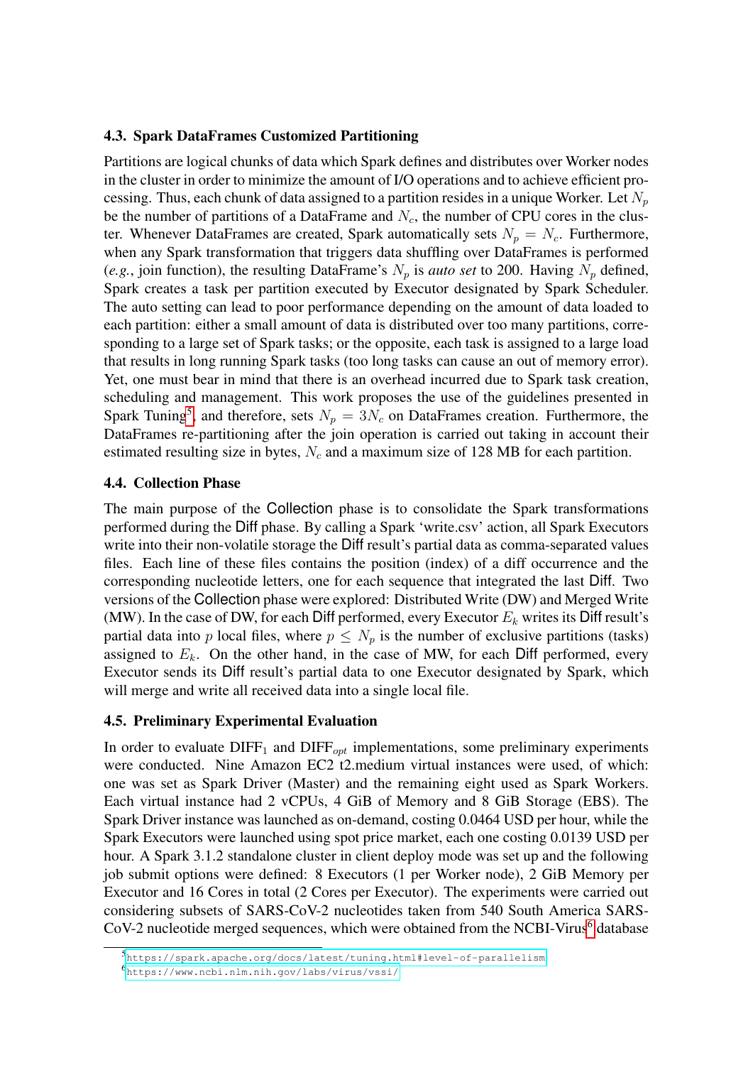### 4.3. Spark DataFrames Customized Partitioning

Partitions are logical chunks of data which Spark defines and distributes over Worker nodes in the cluster in order to minimize the amount of I/O operations and to achieve efficient processing. Thus, each chunk of data assigned to a partition resides in a unique Worker. Let $N_p$ be the number of partitions of a DataFrame and $N_c$, the number of CPU cores in the cluster. Whenever DataFrames are created, Spark automatically sets $N_p = N_c$. Furthermore, when any Spark transformation that triggers data shuffling over DataFrames is performed (*e.g.*, join function), the resulting DataFrame's $N_p$ is *auto set* to 200. Having $N_p$ defined, Spark creates a task per partition executed by Executor designated by Spark Scheduler. The auto setting can lead to poor performance depending on the amount of data loaded to each partition: either a small amount of data is distributed over too many partitions, corresponding to a large set of Spark tasks; or the opposite, each task is assigned to a large load that results in long running Spark tasks (too long tasks can cause an out of memory error). Yet, one must bear in mind that there is an overhead incurred due to Spark task creation, scheduling and management. This work proposes the use of the guidelines presented in Spark Tuning[5], and therefore, sets $N_p = 3N_c$ on DataFrames creation. Furthermore, the DataFrames re-partitioning after the join operation is carried out taking in account their estimated resulting size in bytes, $N_c$ and a maximum size of 128 MB for each partition.

### 4.4. Collection Phase

The main purpose of the Collection phase is to consolidate the Spark transformations performed during the Diff phase. By calling a Spark 'write.csv' action, all Spark Executors write into their non-volatile storage the Diff result's partial data as comma-separated values files. Each line of these files contains the position (index) of a diff occurrence and the corresponding nucleotide letters, one for each sequence that integrated the last Diff. Two versions of the Collection phase were explored: Distributed Write (DW) and Merged Write (MW). In the case of DW, for each Diff performed, every Executor $E_k$ writes its Diff result's partial data into $p$ local files, where $p \leq N_p$ is the number of exclusive partitions (tasks) assigned to $E_k$. On the other hand, in the case of MW, for each Diff performed, every Executor sends its Diff result's partial data to one Executor designated by Spark, which will merge and write all received data into a single local file.

### 4.5. Preliminary Experimental Evaluation

In order to evaluate $\text{DIFF}_1$ and $\text{DIFF}_{opt}$ implementations, some preliminary experiments were conducted. Nine Amazon EC2 t2.medium virtual instances were used, of which: one was set as Spark Driver (Master) and the remaining eight used as Spark Workers. Each virtual instance had 2 vCPUs, 4 GiB of Memory and 8 GiB Storage (EBS). The Spark Driver instance was launched as on-demand, costing 0.0464 USD per hour, while the Spark Executors were launched using spot price market, each one costing 0.0139 USD per hour. A Spark 3.1.2 standalone cluster in client deploy mode was set up and the following job submit options were defined: 8 Executors (1 per Worker node), 2 GiB Memory per Executor and 16 Cores in total (2 Cores per Executor). The experiments were carried out considering subsets of SARS-CoV-2 nucleotides taken from 540 South America SARS-CoV-2 nucleotide merged sequences, which were obtained from the NCBI-Virus[6] database

[5] https://spark.apache.org/docs/latest/tuning.html#level-of-parallelism

[6] https://www.ncbi.nlm.nih.gov/labs/virus/vssi/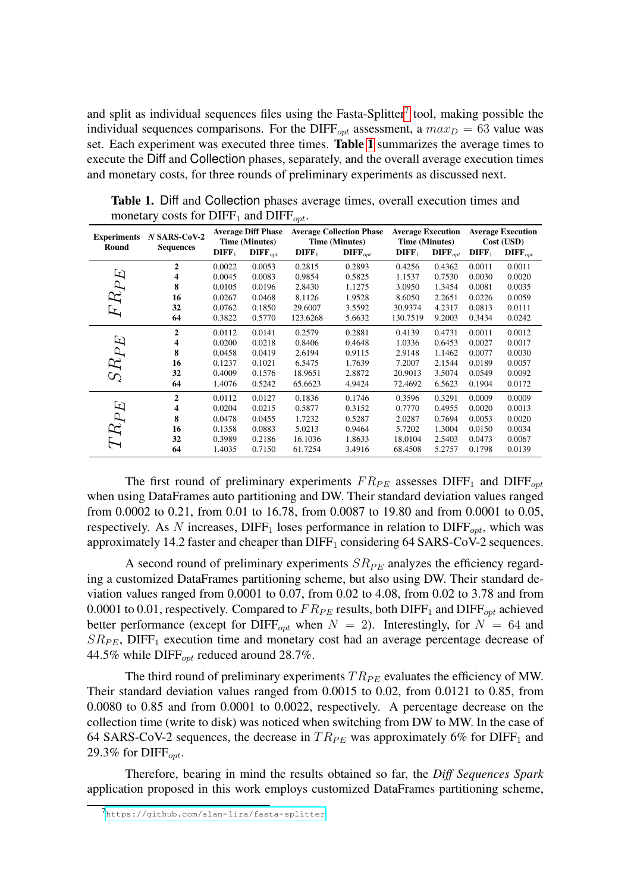and split as individual sequences files using the Fasta-Splitter[7] tool, making possible the individual sequences comparisons. For the DIFF$_{opt}$ assessment, a $max_D = 63$ value was set. Each experiment was executed three times. **Table 1** summarizes the average times to execute the Diff and Collection phases, separately, and the overall average execution times and monetary costs, for three rounds of preliminary experiments as discussed next.

**Table 1.** Diff and Collection phases average times, overall execution times and monetary costs for DIFF$_1$ and DIFF$_{opt}$.

| Experiments Round | N SARS-CoV-2 Sequences | Average Diff Phase Time (Minutes) | | Average Collection Phase Time (Minutes) | | Average Execution Time (Minutes) | | Average Execution Cost (USD) | |
|---|---|---|---|---|---|---|---|---|---|
| | | DIFF$_1$ | DIFF$_{opt}$ | DIFF$_1$ | DIFF$_{opt}$ | DIFF$_1$ | DIFF$_{opt}$ | DIFF$_1$ | DIFF$_{opt}$ |
| $FR_{PE}$ | **2** | 0.0022 | 0.0053 | 0.2815 | 0.2893 | 0.4256 | 0.4362 | 0.0011 | 0.0011 |
| | **4** | 0.0045 | 0.0083 | 0.9854 | 0.5825 | 1.1537 | 0.7530 | 0.0030 | 0.0020 |
| | **8** | 0.0105 | 0.0196 | 2.8430 | 1.1275 | 3.0950 | 1.3454 | 0.0081 | 0.0035 |
| | **16** | 0.0267 | 0.0468 | 8.1126 | 1.9528 | 8.6050 | 2.2651 | 0.0226 | 0.0059 |
| | **32** | 0.0762 | 0.1850 | 29.6007 | 3.5592 | 30.9374 | 4.2317 | 0.0813 | 0.0111 |
| | **64** | 0.3822 | 0.5770 | 123.6268 | 5.6632 | 130.7519 | 9.2003 | 0.3434 | 0.0242 |
| $SR_{PE}$ | **2** | 0.0112 | 0.0141 | 0.2579 | 0.2881 | 0.4139 | 0.4731 | 0.0011 | 0.0012 |
| | **4** | 0.0200 | 0.0218 | 0.8406 | 0.4648 | 1.0336 | 0.6453 | 0.0027 | 0.0017 |
| | **8** | 0.0458 | 0.0419 | 2.6194 | 0.9115 | 2.9148 | 1.1462 | 0.0077 | 0.0030 |
| | **16** | 0.1237 | 0.1021 | 6.5475 | 1.7639 | 7.2007 | 2.1544 | 0.0189 | 0.0057 |
| | **32** | 0.4009 | 0.1576 | 18.9651 | 2.8872 | 20.9013 | 3.5074 | 0.0549 | 0.0092 |
| | **64** | 1.4076 | 0.5242 | 65.6623 | 4.9424 | 72.4692 | 6.5623 | 0.1904 | 0.0172 |
| $TR_{PE}$ | **2** | 0.0112 | 0.0127 | 0.1836 | 0.1746 | 0.3596 | 0.3291 | 0.0009 | 0.0009 |
| | **4** | 0.0204 | 0.0215 | 0.5877 | 0.3152 | 0.7770 | 0.4955 | 0.0020 | 0.0013 |
| | **8** | 0.0478 | 0.0455 | 1.7232 | 0.5287 | 2.0287 | 0.7694 | 0.0053 | 0.0020 |
| | **16** | 0.1358 | 0.0883 | 5.0213 | 0.9464 | 5.7202 | 1.3004 | 0.0150 | 0.0034 |
| | **32** | 0.3989 | 0.2186 | 16.1036 | 1.8633 | 18.0104 | 2.5403 | 0.0473 | 0.0067 |
| | **64** | 1.4035 | 0.7150 | 61.7254 | 3.4916 | 68.4508 | 5.2757 | 0.1798 | 0.0139 |

The first round of preliminary experiments $FR_{PE}$ assesses DIFF$_1$ and DIFF$_{opt}$ when using DataFrames auto partitioning and DW. Their standard deviation values ranged from 0.0002 to 0.21, from 0.01 to 16.78, from 0.0087 to 19.80 and from 0.0001 to 0.05, respectively. As $N$ increases, DIFF$_1$ loses performance in relation to DIFF$_{opt}$, which was approximately 14.2 faster and cheaper than DIFF$_1$ considering 64 SARS-CoV-2 sequences.

A second round of preliminary experiments $SR_{PE}$ analyzes the efficiency regarding a customized DataFrames partitioning scheme, but also using DW. Their standard deviation values ranged from 0.0001 to 0.07, from 0.02 to 4.08, from 0.02 to 3.78 and from 0.0001 to 0.01, respectively. Compared to $FR_{PE}$ results, both DIFF$_1$ and DIFF$_{opt}$ achieved better performance (except for DIFF$_{opt}$ when $N = 2$). Interestingly, for $N = 64$ and $SR_{PE}$, DIFF$_1$ execution time and monetary cost had an average percentage decrease of 44.5% while DIFF$_{opt}$ reduced around 28.7%.

The third round of preliminary experiments $TR_{PE}$ evaluates the efficiency of MW. Their standard deviation values ranged from 0.0015 to 0.02, from 0.0121 to 0.85, from 0.0080 to 0.85 and from 0.0001 to 0.0022, respectively. A percentage decrease on the collection time (write to disk) was noticed when switching from DW to MW. In the case of 64 SARS-CoV-2 sequences, the decrease in $TR_{PE}$ was approximately 6% for DIFF$_1$ and 29.3% for DIFF$_{opt}$.

Therefore, bearing in mind the results obtained so far, the *Diff Sequences Spark* application proposed in this work employs customized DataFrames partitioning scheme,

[7] https://github.com/alan-lira/fasta-splitter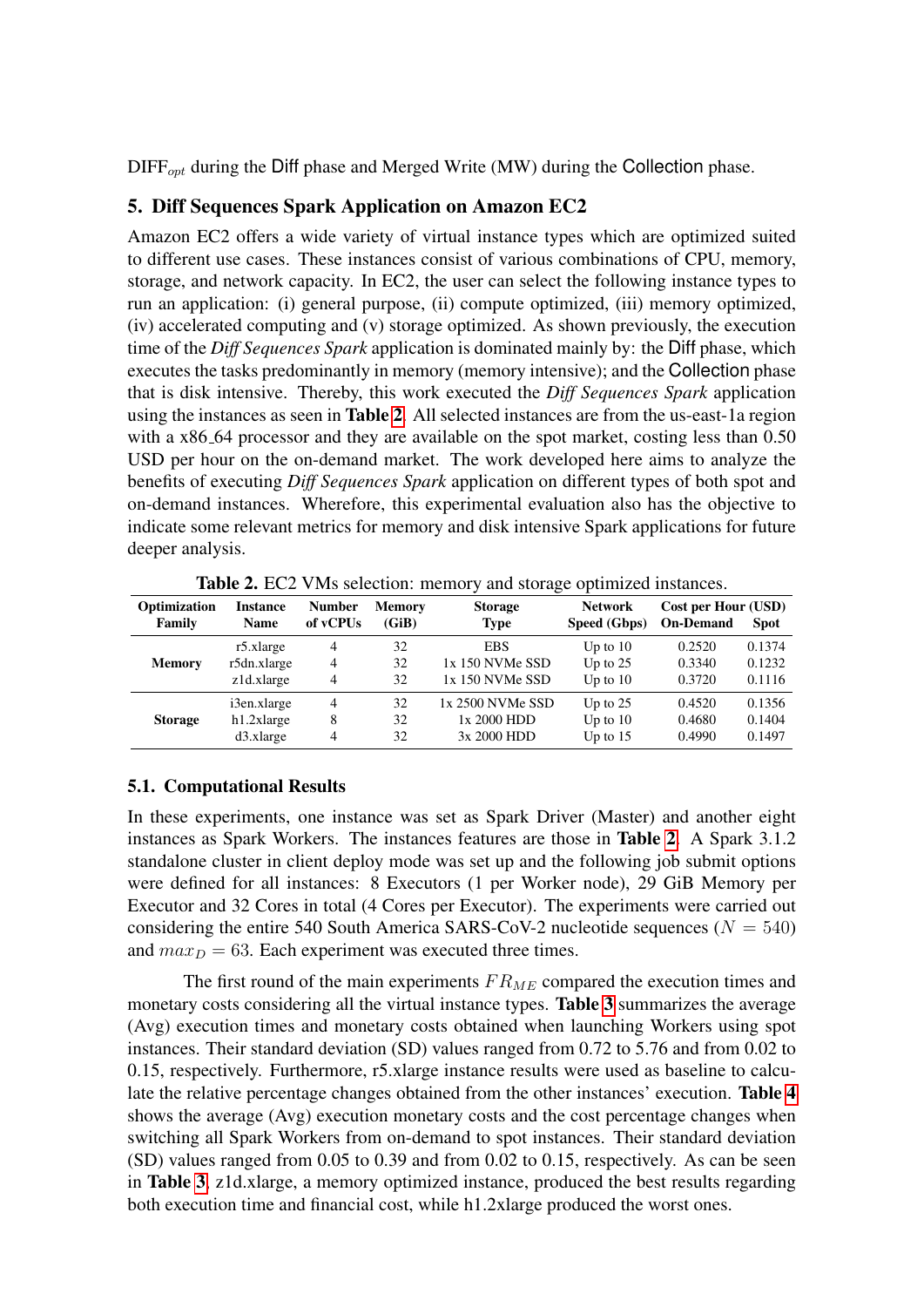DIFF$_{opt}$ during the Diff phase and Merged Write (MW) during the Collection phase.

## 5. Diff Sequences Spark Application on Amazon EC2

Amazon EC2 offers a wide variety of virtual instance types which are optimized suited to different use cases. These instances consist of various combinations of CPU, memory, storage, and network capacity. In EC2, the user can select the following instance types to run an application: (i) general purpose, (ii) compute optimized, (iii) memory optimized, (iv) accelerated computing and (v) storage optimized. As shown previously, the execution time of the *Diff Sequences Spark* application is dominated mainly by: the Diff phase, which executes the tasks predominantly in memory (memory intensive); and the Collection phase that is disk intensive. Thereby, this work executed the *Diff Sequences Spark* application using the instances as seen in **Table 2**. All selected instances are from the us-east-1a region with a x86_64 processor and they are available on the spot market, costing less than 0.50 USD per hour on the on-demand market. The work developed here aims to analyze the benefits of executing *Diff Sequences Spark* application on different types of both spot and on-demand instances. Wherefore, this experimental evaluation also has the objective to indicate some relevant metrics for memory and disk intensive Spark applications for future deeper analysis.

**Table 2.** EC2 VMs selection: memory and storage optimized instances.

| Optimization Family | Instance Name | Number of vCPUs | Memory (GiB) | Storage Type | Network Speed (Gbps) | Cost per Hour (USD) On-Demand | Cost per Hour (USD) Spot |
|---|---|---|---|---|---|---|---|
| **Memory** | r5.xlarge | 4 | 32 | EBS | Up to 10 | 0.2520 | 0.1374 |
| | r5dn.xlarge | 4 | 32 | 1x 150 NVMe SSD | Up to 25 | 0.3340 | 0.1232 |
| | z1d.xlarge | 4 | 32 | 1x 150 NVMe SSD | Up to 10 | 0.3720 | 0.1116 |
| **Storage** | i3en.xlarge | 4 | 32 | 1x 2500 NVMe SSD | Up to 25 | 0.4520 | 0.1356 |
| | h1.2xlarge | 8 | 32 | 1x 2000 HDD | Up to 10 | 0.4680 | 0.1404 |
| | d3.xlarge | 4 | 32 | 3x 2000 HDD | Up to 15 | 0.4990 | 0.1497 |

### 5.1. Computational Results

In these experiments, one instance was set as Spark Driver (Master) and another eight instances as Spark Workers. The instances features are those in **Table 2**. A Spark 3.1.2 standalone cluster in client deploy mode was set up and the following job submit options were defined for all instances: 8 Executors (1 per Worker node), 29 GiB Memory per Executor and 32 Cores in total (4 Cores per Executor). The experiments were carried out considering the entire 540 South America SARS-CoV-2 nucleotide sequences ($N = 540$) and $max_D = 63$. Each experiment was executed three times.

The first round of the main experiments $FR_{ME}$ compared the execution times and monetary costs considering all the virtual instance types. **Table 3** summarizes the average (Avg) execution times and monetary costs obtained when launching Workers using spot instances. Their standard deviation (SD) values ranged from 0.72 to 5.76 and from 0.02 to 0.15, respectively. Furthermore, r5.xlarge instance results were used as baseline to calculate the relative percentage changes obtained from the other instances' execution. **Table 4** shows the average (Avg) execution monetary costs and the cost percentage changes when switching all Spark Workers from on-demand to spot instances. Their standard deviation (SD) values ranged from 0.05 to 0.39 and from 0.02 to 0.15, respectively. As can be seen in **Table 3**, z1d.xlarge, a memory optimized instance, produced the best results regarding both execution time and financial cost, while h1.2xlarge produced the worst ones.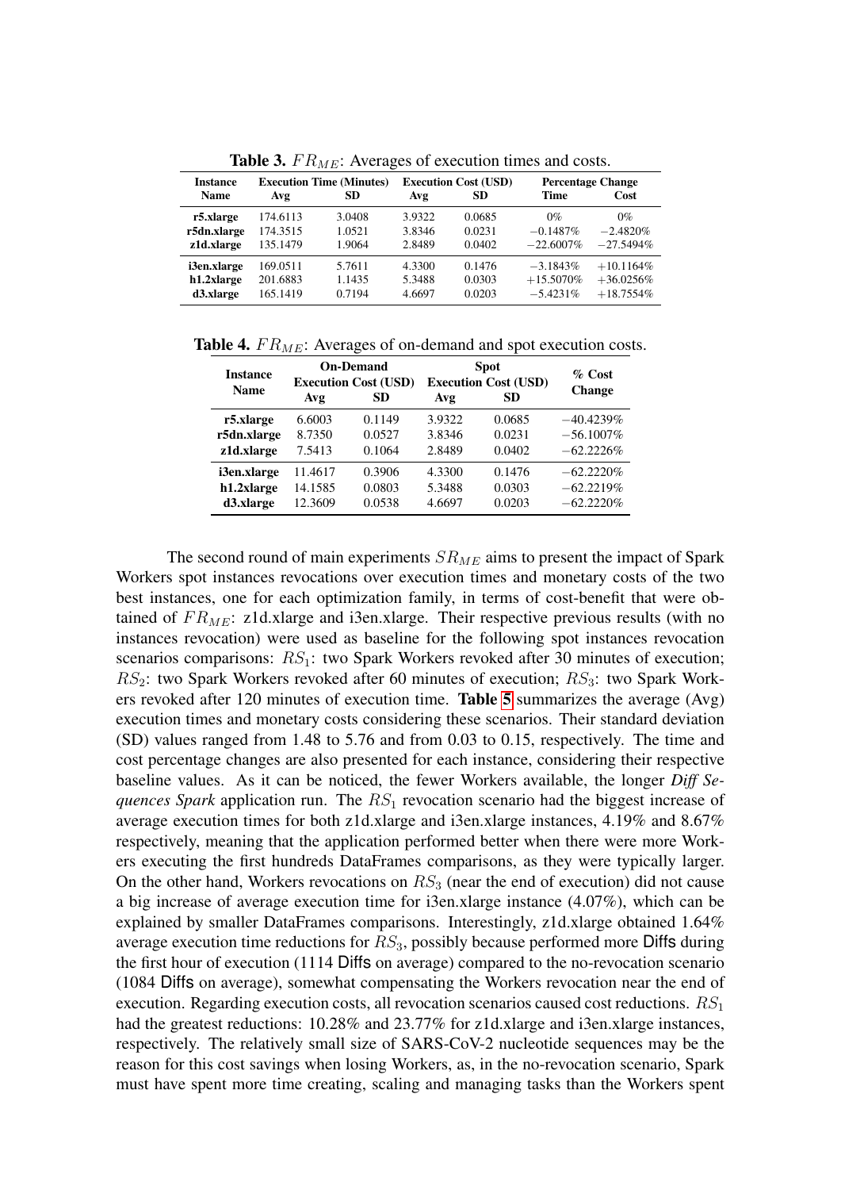**Table 3.** $FR_{ME}$: Averages of execution times and costs.

| Instance Name | Execution Time (Minutes) Avg | SD | Execution Cost (USD) Avg | SD | Percentage Change Time | Cost |
|---|---|---|---|---|---|---|
| **r5.xlarge** | 174.6113 | 3.0408 | 3.9322 | 0.0685 | 0% | 0% |
| **r5dn.xlarge** | 174.3515 | 1.0521 | 3.8346 | 0.0231 | −0.1487% | −2.4820% |
| **z1d.xlarge** | 135.1479 | 1.9064 | 2.8489 | 0.0402 | −22.6007% | −27.5494% |
| **i3en.xlarge** | 169.0511 | 5.7611 | 4.3300 | 0.1476 | −3.1843% | +10.1164% |
| **h1.2xlarge** | 201.6883 | 1.1435 | 5.3488 | 0.0303 | +15.5070% | +36.0256% |
| **d3.xlarge** | 165.1419 | 0.7194 | 4.6697 | 0.0203 | −5.4231% | +18.7554% |

**Table 4.** $FR_{ME}$: Averages of on-demand and spot execution costs.

| Instance Name | On-Demand Execution Cost (USD) Avg | SD | Spot Execution Cost (USD) Avg | SD | % Cost Change |
|---|---|---|---|---|---|
| **r5.xlarge** | 6.6003 | 0.1149 | 3.9322 | 0.0685 | −40.4239% |
| **r5dn.xlarge** | 8.7350 | 0.0527 | 3.8346 | 0.0231 | −56.1007% |
| **z1d.xlarge** | 7.5413 | 0.1064 | 2.8489 | 0.0402 | −62.2226% |
| **i3en.xlarge** | 11.4617 | 0.3906 | 4.3300 | 0.1476 | −62.2220% |
| **h1.2xlarge** | 14.1585 | 0.0803 | 5.3488 | 0.0303 | −62.2219% |
| **d3.xlarge** | 12.3609 | 0.0538 | 4.6697 | 0.0203 | −62.2220% |

The second round of main experiments $SR_{ME}$ aims to present the impact of Spark Workers spot instances revocations over execution times and monetary costs of the two best instances, one for each optimization family, in terms of cost-benefit that were obtained of $FR_{ME}$: z1d.xlarge and i3en.xlarge. Their respective previous results (with no instances revocation) were used as baseline for the following spot instances revocation scenarios comparisons: $RS_1$: two Spark Workers revoked after 30 minutes of execution; $RS_2$: two Spark Workers revoked after 60 minutes of execution; $RS_3$: two Spark Workers revoked after 120 minutes of execution time. **Table 5** summarizes the average (Avg) execution times and monetary costs considering these scenarios. Their standard deviation (SD) values ranged from 1.48 to 5.76 and from 0.03 to 0.15, respectively. The time and cost percentage changes are also presented for each instance, considering their respective baseline values. As it can be noticed, the fewer Workers available, the longer *Diff Sequences Spark* application run. The $RS_1$ revocation scenario had the biggest increase of average execution times for both z1d.xlarge and i3en.xlarge instances, 4.19% and 8.67% respectively, meaning that the application performed better when there were more Workers executing the first hundreds DataFrames comparisons, as they were typically larger. On the other hand, Workers revocations on $RS_3$ (near the end of execution) did not cause a big increase of average execution time for i3en.xlarge instance (4.07%), which can be explained by smaller DataFrames comparisons. Interestingly, z1d.xlarge obtained 1.64% average execution time reductions for $RS_3$, possibly because performed more Diffs during the first hour of execution (1114 Diffs on average) compared to the no-revocation scenario (1084 Diffs on average), somewhat compensating the Workers revocation near the end of execution. Regarding execution costs, all revocation scenarios caused cost reductions. $RS_1$ had the greatest reductions: 10.28% and 23.77% for z1d.xlarge and i3en.xlarge instances, respectively. The relatively small size of SARS-CoV-2 nucleotide sequences may be the reason for this cost savings when losing Workers, as, in the no-revocation scenario, Spark must have spent more time creating, scaling and managing tasks than the Workers spent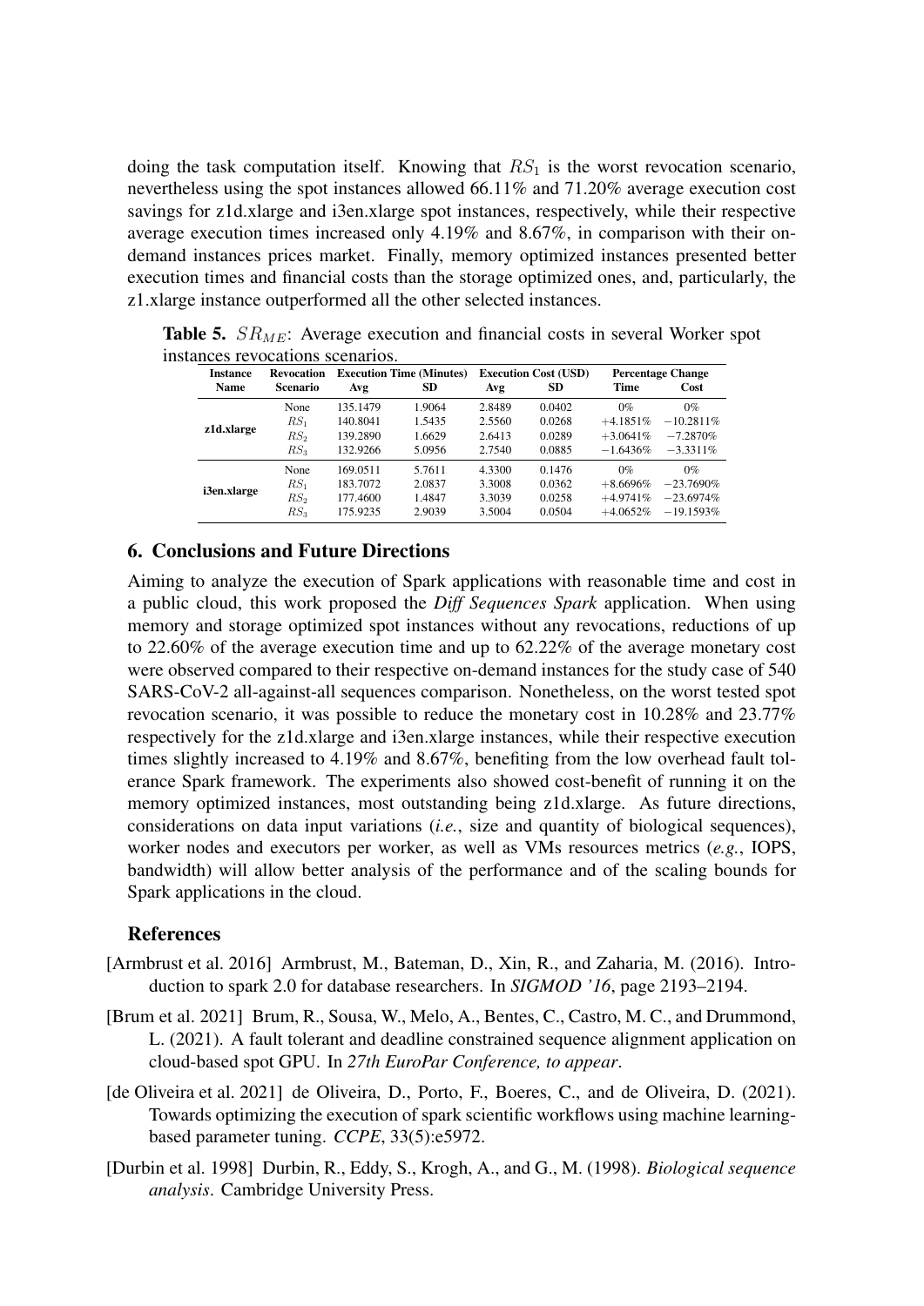doing the task computation itself. Knowing that $RS_1$ is the worst revocation scenario, nevertheless using the spot instances allowed 66.11% and 71.20% average execution cost savings for z1d.xlarge and i3en.xlarge spot instances, respectively, while their respective average execution times increased only 4.19% and 8.67%, in comparison with their on-demand instances prices market. Finally, memory optimized instances presented better execution times and financial costs than the storage optimized ones, and, particularly, the z1.xlarge instance outperformed all the other selected instances.

**Table 5.** $SR_{ME}$: Average execution and financial costs in several Worker spot instances revocations scenarios.

| Instance Name | Revocation Scenario | Execution Time (Minutes) Avg | SD | Execution Cost (USD) Avg | SD | Percentage Change Time | Cost |
|---|---|---|---|---|---|---|---|
| **z1d.xlarge** | None | 135.1479 | 1.9064 | 2.8489 | 0.0402 | 0% | 0% |
| | $RS_1$ | 140.8041 | 1.5435 | 2.5560 | 0.0268 | $+4.1851\%$ | $-10.2811\%$ |
| | $RS_2$ | 139.2890 | 1.6629 | 2.6413 | 0.0289 | $+3.0641\%$ | $-7.2870\%$ |
| | $RS_3$ | 132.9266 | 5.0956 | 2.7540 | 0.0885 | $-1.6436\%$ | $-3.3311\%$ |
| **i3en.xlarge** | None | 169.0511 | 5.7611 | 4.3300 | 0.1476 | 0% | 0% |
| | $RS_1$ | 183.7072 | 2.0837 | 3.3008 | 0.0362 | $+8.6696\%$ | $-23.7690\%$ |
| | $RS_2$ | 177.4600 | 1.4847 | 3.3039 | 0.0258 | $+4.9741\%$ | $-23.6974\%$ |
| | $RS_3$ | 175.9235 | 2.9039 | 3.5004 | 0.0504 | $+4.0652\%$ | $-19.1593\%$ |

## 6. Conclusions and Future Directions

Aiming to analyze the execution of Spark applications with reasonable time and cost in a public cloud, this work proposed the *Diff Sequences Spark* application. When using memory and storage optimized spot instances without any revocations, reductions of up to 22.60% of the average execution time and up to 62.22% of the average monetary cost were observed compared to their respective on-demand instances for the study case of 540 SARS-CoV-2 all-against-all sequences comparison. Nonetheless, on the worst tested spot revocation scenario, it was possible to reduce the monetary cost in 10.28% and 23.77% respectively for the z1d.xlarge and i3en.xlarge instances, while their respective execution times slightly increased to 4.19% and 8.67%, benefiting from the low overhead fault tolerance Spark framework. The experiments also showed cost-benefit of running it on the memory optimized instances, most outstanding being z1d.xlarge. As future directions, considerations on data input variations (*i.e.*, size and quantity of biological sequences), worker nodes and executors per worker, as well as VMs resources metrics (*e.g.*, IOPS, bandwidth) will allow better analysis of the performance and of the scaling bounds for Spark applications in the cloud.

## References

[Armbrust et al. 2016] Armbrust, M., Bateman, D., Xin, R., and Zaharia, M. (2016). Introduction to spark 2.0 for database researchers. In *SIGMOD '16*, page 2193–2194.

[Brum et al. 2021] Brum, R., Sousa, W., Melo, A., Bentes, C., Castro, M. C., and Drummond, L. (2021). A fault tolerant and deadline constrained sequence alignment application on cloud-based spot GPU. In *27th EuroPar Conference, to appear*.

[de Oliveira et al. 2021] de Oliveira, D., Porto, F., Boeres, C., and de Oliveira, D. (2021). Towards optimizing the execution of spark scientific workflows using machine learning-based parameter tuning. *CCPE*, 33(5):e5972.

[Durbin et al. 1998] Durbin, R., Eddy, S., Krogh, A., and G., M. (1998). *Biological sequence analysis*. Cambridge University Press.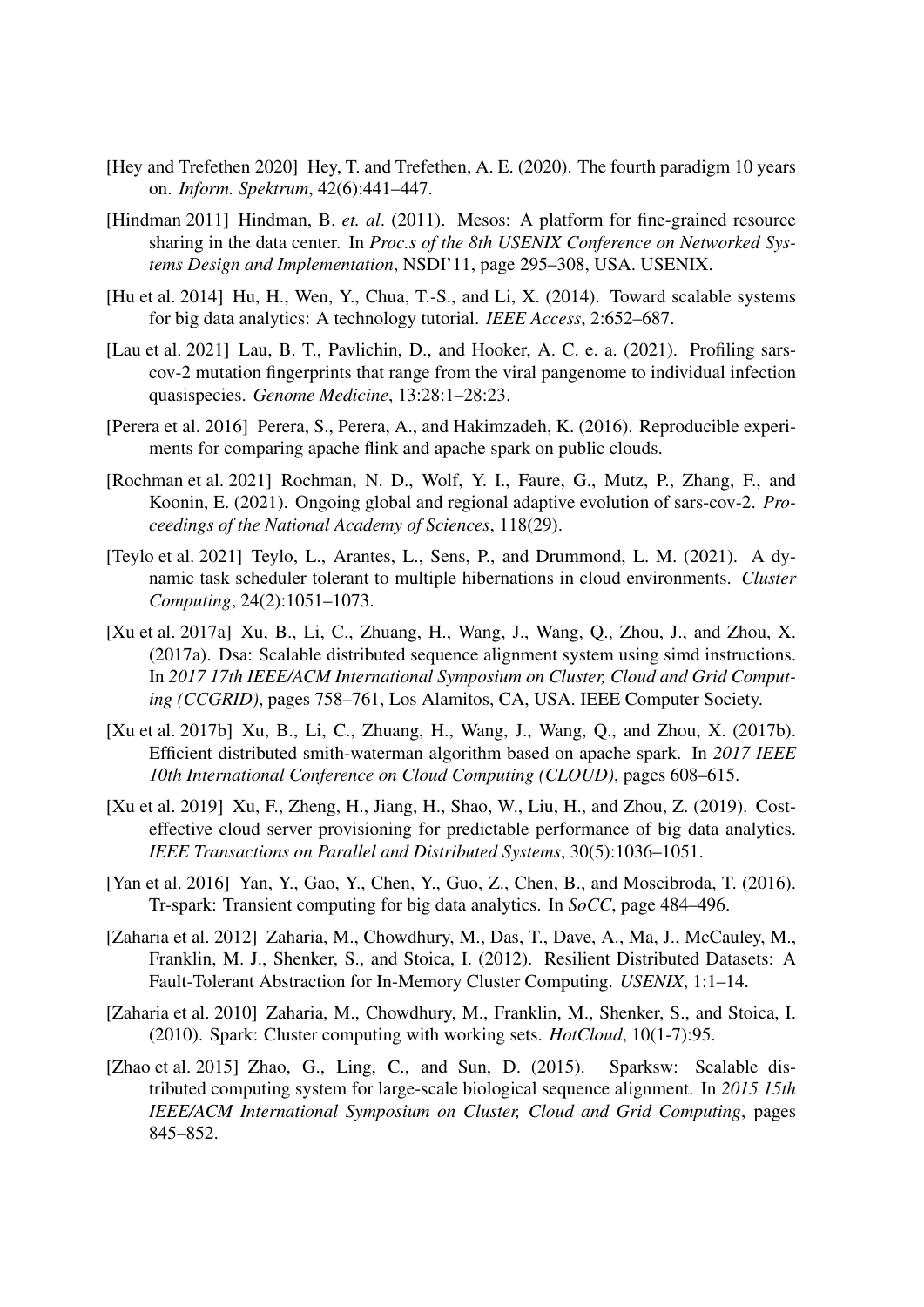[Hey and Trefethen 2020] Hey, T. and Trefethen, A. E. (2020). The fourth paradigm 10 years on. *Inform. Spektrum*, 42(6):441–447.

[Hindman 2011] Hindman, B. *et. al*. (2011). Mesos: A platform for fine-grained resource sharing in the data center. In *Proc.s of the 8th USENIX Conference on Networked Systems Design and Implementation*, NSDI'11, page 295–308, USA. USENIX.

[Hu et al. 2014] Hu, H., Wen, Y., Chua, T.-S., and Li, X. (2014). Toward scalable systems for big data analytics: A technology tutorial. *IEEE Access*, 2:652–687.

[Lau et al. 2021] Lau, B. T., Pavlichin, D., and Hooker, A. C. e. a. (2021). Profiling sars-cov-2 mutation fingerprints that range from the viral pangenome to individual infection quasispecies. *Genome Medicine*, 13:28:1–28:23.

[Perera et al. 2016] Perera, S., Perera, A., and Hakimzadeh, K. (2016). Reproducible experiments for comparing apache flink and apache spark on public clouds.

[Rochman et al. 2021] Rochman, N. D., Wolf, Y. I., Faure, G., Mutz, P., Zhang, F., and Koonin, E. (2021). Ongoing global and regional adaptive evolution of sars-cov-2. *Proceedings of the National Academy of Sciences*, 118(29).

[Teylo et al. 2021] Teylo, L., Arantes, L., Sens, P., and Drummond, L. M. (2021). A dynamic task scheduler tolerant to multiple hibernations in cloud environments. *Cluster Computing*, 24(2):1051–1073.

[Xu et al. 2017a] Xu, B., Li, C., Zhuang, H., Wang, J., Wang, Q., Zhou, J., and Zhou, X. (2017a). Dsa: Scalable distributed sequence alignment system using simd instructions. In *2017 17th IEEE/ACM International Symposium on Cluster, Cloud and Grid Computing (CCGRID)*, pages 758–761, Los Alamitos, CA, USA. IEEE Computer Society.

[Xu et al. 2017b] Xu, B., Li, C., Zhuang, H., Wang, J., Wang, Q., and Zhou, X. (2017b). Efficient distributed smith-waterman algorithm based on apache spark. In *2017 IEEE 10th International Conference on Cloud Computing (CLOUD)*, pages 608–615.

[Xu et al. 2019] Xu, F., Zheng, H., Jiang, H., Shao, W., Liu, H., and Zhou, Z. (2019). Cost-effective cloud server provisioning for predictable performance of big data analytics. *IEEE Transactions on Parallel and Distributed Systems*, 30(5):1036–1051.

[Yan et al. 2016] Yan, Y., Gao, Y., Chen, Y., Guo, Z., Chen, B., and Moscibroda, T. (2016). Tr-spark: Transient computing for big data analytics. In *SoCC*, page 484–496.

[Zaharia et al. 2012] Zaharia, M., Chowdhury, M., Das, T., Dave, A., Ma, J., McCauley, M., Franklin, M. J., Shenker, S., and Stoica, I. (2012). Resilient Distributed Datasets: A Fault-Tolerant Abstraction for In-Memory Cluster Computing. *USENIX*, 1:1–14.

[Zaharia et al. 2010] Zaharia, M., Chowdhury, M., Franklin, M., Shenker, S., and Stoica, I. (2010). Spark: Cluster computing with working sets. *HotCloud*, 10(1-7):95.

[Zhao et al. 2015] Zhao, G., Ling, C., and Sun, D. (2015). Sparksw: Scalable distributed computing system for large-scale biological sequence alignment. In *2015 15th IEEE/ACM International Symposium on Cluster, Cloud and Grid Computing*, pages 845–852.